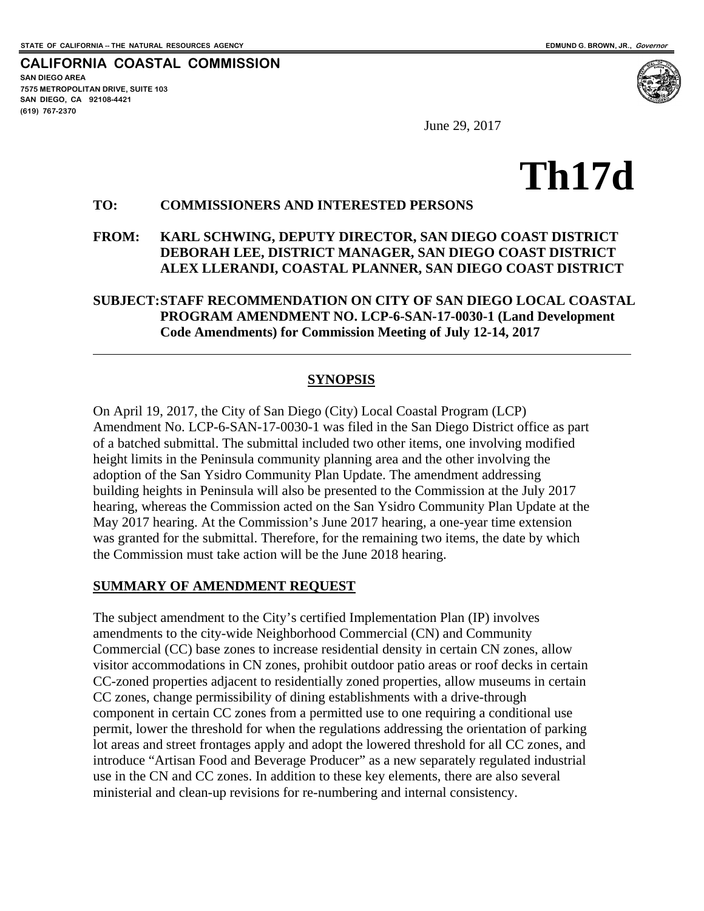STATE OF CALIFORNIA -- THE NATURAL RESOURCES AGENCY

EDMUND G. BROWN, JR., *Governor*

**CALIFORNIA COASTAL COMMISSION**
**SAN DIEGO AREA**
**7575 METROPOLITAN DRIVE, SUITE 103**
**SAN DIEGO, CA 92108-4421**
**(619) 767-2370**

June 29, 2017

# Th17d

**TO:** **COMMISSIONERS AND INTERESTED PERSONS**

**FROM:** **KARL SCHWING, DEPUTY DIRECTOR, SAN DIEGO COAST DISTRICT**
**DEBORAH LEE, DISTRICT MANAGER, SAN DIEGO COAST DISTRICT**
**ALEX LLERANDI, COASTAL PLANNER, SAN DIEGO COAST DISTRICT**

**SUBJECT:** **STAFF RECOMMENDATION ON CITY OF SAN DIEGO LOCAL COASTAL PROGRAM AMENDMENT NO. LCP-6-SAN-17-0030-1 (Land Development Code Amendments) for Commission Meeting of July 12-14, 2017**

---

## SYNOPSIS

On April 19, 2017, the City of San Diego (City) Local Coastal Program (LCP) Amendment No. LCP-6-SAN-17-0030-1 was filed in the San Diego District office as part of a batched submittal. The submittal included two other items, one involving modified height limits in the Peninsula community planning area and the other involving the adoption of the San Ysidro Community Plan Update. The amendment addressing building heights in Peninsula will also be presented to the Commission at the July 2017 hearing, whereas the Commission acted on the San Ysidro Community Plan Update at the May 2017 hearing. At the Commission's June 2017 hearing, a one-year time extension was granted for the submittal. Therefore, for the remaining two items, the date by which the Commission must take action will be the June 2018 hearing.

## SUMMARY OF AMENDMENT REQUEST

The subject amendment to the City's certified Implementation Plan (IP) involves amendments to the city-wide Neighborhood Commercial (CN) and Community Commercial (CC) base zones to increase residential density in certain CN zones, allow visitor accommodations in CN zones, prohibit outdoor patio areas or roof decks in certain CC-zoned properties adjacent to residentially zoned properties, allow museums in certain CC zones, change permissibility of dining establishments with a drive-through component in certain CC zones from a permitted use to one requiring a conditional use permit, lower the threshold for when the regulations addressing the orientation of parking lot areas and street frontages apply and adopt the lowered threshold for all CC zones, and introduce "Artisan Food and Beverage Producer" as a new separately regulated industrial use in the CN and CC zones. In addition to these key elements, there are also several ministerial and clean-up revisions for re-numbering and internal consistency.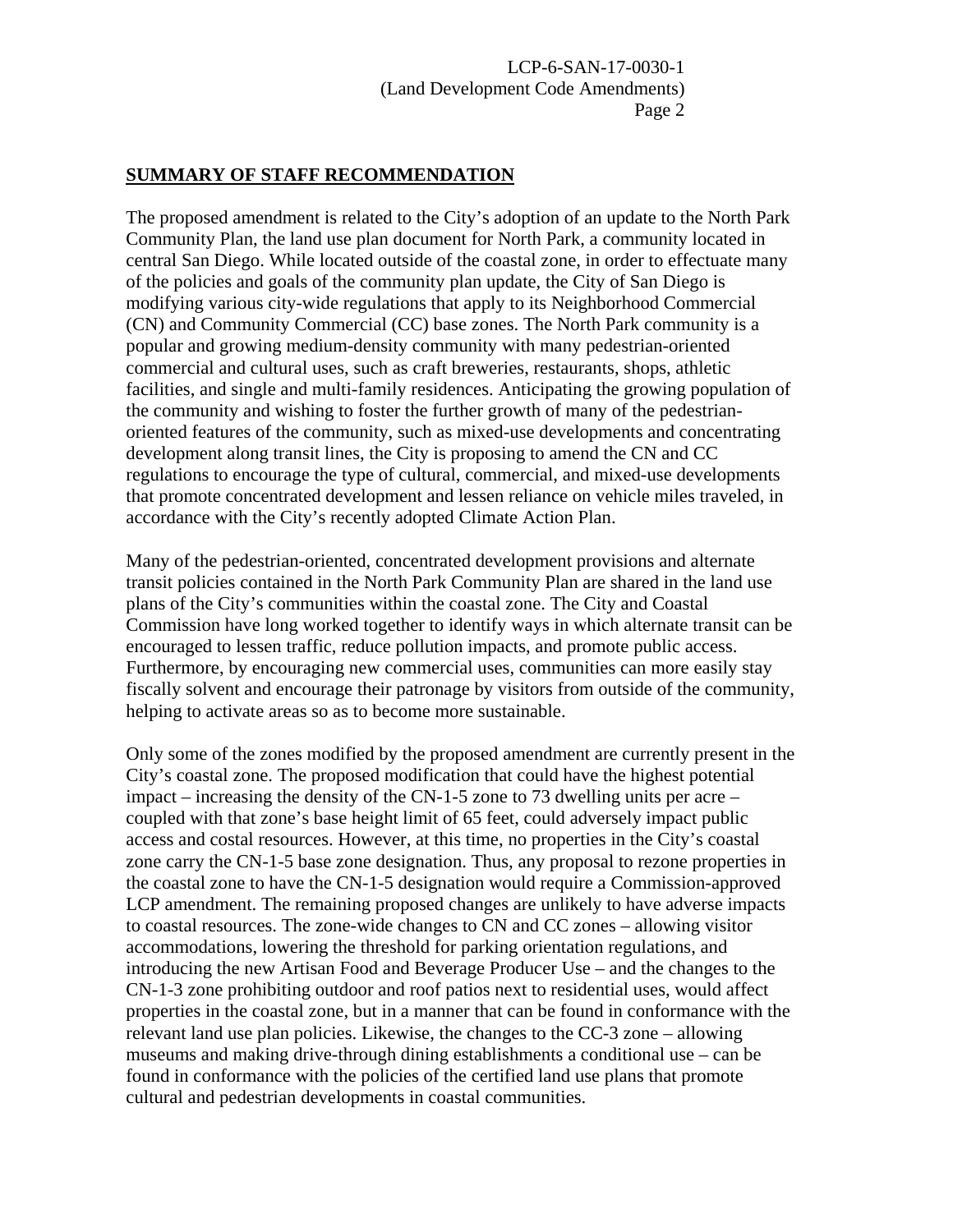## SUMMARY OF STAFF RECOMMENDATION

The proposed amendment is related to the City's adoption of an update to the North Park Community Plan, the land use plan document for North Park, a community located in central San Diego. While located outside of the coastal zone, in order to effectuate many of the policies and goals of the community plan update, the City of San Diego is modifying various city-wide regulations that apply to its Neighborhood Commercial (CN) and Community Commercial (CC) base zones. The North Park community is a popular and growing medium-density community with many pedestrian-oriented commercial and cultural uses, such as craft breweries, restaurants, shops, athletic facilities, and single and multi-family residences. Anticipating the growing population of the community and wishing to foster the further growth of many of the pedestrian-oriented features of the community, such as mixed-use developments and concentrating development along transit lines, the City is proposing to amend the CN and CC regulations to encourage the type of cultural, commercial, and mixed-use developments that promote concentrated development and lessen reliance on vehicle miles traveled, in accordance with the City's recently adopted Climate Action Plan.

Many of the pedestrian-oriented, concentrated development provisions and alternate transit policies contained in the North Park Community Plan are shared in the land use plans of the City's communities within the coastal zone. The City and Coastal Commission have long worked together to identify ways in which alternate transit can be encouraged to lessen traffic, reduce pollution impacts, and promote public access. Furthermore, by encouraging new commercial uses, communities can more easily stay fiscally solvent and encourage their patronage by visitors from outside of the community, helping to activate areas so as to become more sustainable.

Only some of the zones modified by the proposed amendment are currently present in the City's coastal zone. The proposed modification that could have the highest potential impact – increasing the density of the CN-1-5 zone to 73 dwelling units per acre – coupled with that zone's base height limit of 65 feet, could adversely impact public access and costal resources. However, at this time, no properties in the City's coastal zone carry the CN-1-5 base zone designation. Thus, any proposal to rezone properties in the coastal zone to have the CN-1-5 designation would require a Commission-approved LCP amendment. The remaining proposed changes are unlikely to have adverse impacts to coastal resources. The zone-wide changes to CN and CC zones – allowing visitor accommodations, lowering the threshold for parking orientation regulations, and introducing the new Artisan Food and Beverage Producer Use – and the changes to the CN-1-3 zone prohibiting outdoor and roof patios next to residential uses, would affect properties in the coastal zone, but in a manner that can be found in conformance with the relevant land use plan policies. Likewise, the changes to the CC-3 zone – allowing museums and making drive-through dining establishments a conditional use – can be found in conformance with the policies of the certified land use plans that promote cultural and pedestrian developments in coastal communities.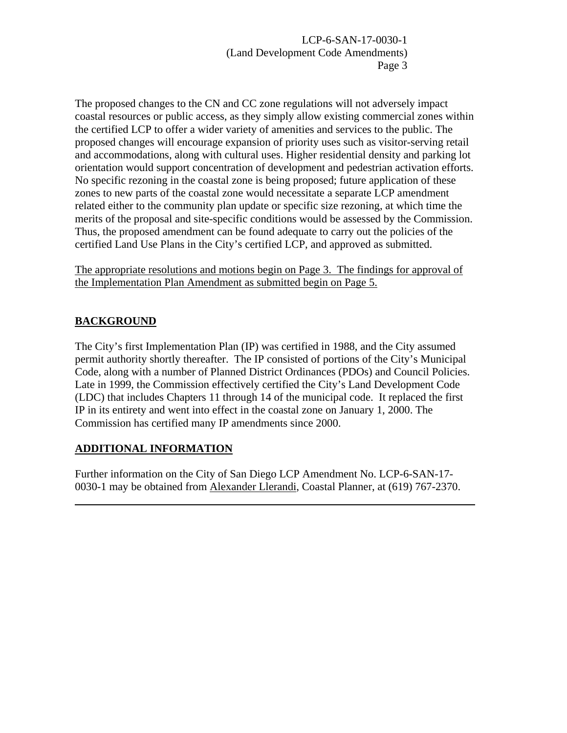The proposed changes to the CN and CC zone regulations will not adversely impact coastal resources or public access, as they simply allow existing commercial zones within the certified LCP to offer a wider variety of amenities and services to the public. The proposed changes will encourage expansion of priority uses such as visitor-serving retail and accommodations, along with cultural uses. Higher residential density and parking lot orientation would support concentration of development and pedestrian activation efforts. No specific rezoning in the coastal zone is being proposed; future application of these zones to new parts of the coastal zone would necessitate a separate LCP amendment related either to the community plan update or specific size rezoning, at which time the merits of the proposal and site-specific conditions would be assessed by the Commission. Thus, the proposed amendment can be found adequate to carry out the policies of the certified Land Use Plans in the City's certified LCP, and approved as submitted.

The appropriate resolutions and motions begin on Page 3. The findings for approval of the Implementation Plan Amendment as submitted begin on Page 5.

## BACKGROUND

The City's first Implementation Plan (IP) was certified in 1988, and the City assumed permit authority shortly thereafter. The IP consisted of portions of the City's Municipal Code, along with a number of Planned District Ordinances (PDOs) and Council Policies. Late in 1999, the Commission effectively certified the City's Land Development Code (LDC) that includes Chapters 11 through 14 of the municipal code. It replaced the first IP in its entirety and went into effect in the coastal zone on January 1, 2000. The Commission has certified many IP amendments since 2000.

## ADDITIONAL INFORMATION

Further information on the City of San Diego LCP Amendment No. LCP-6-SAN-17-0030-1 may be obtained from Alexander Llerandi, Coastal Planner, at (619) 767-2370.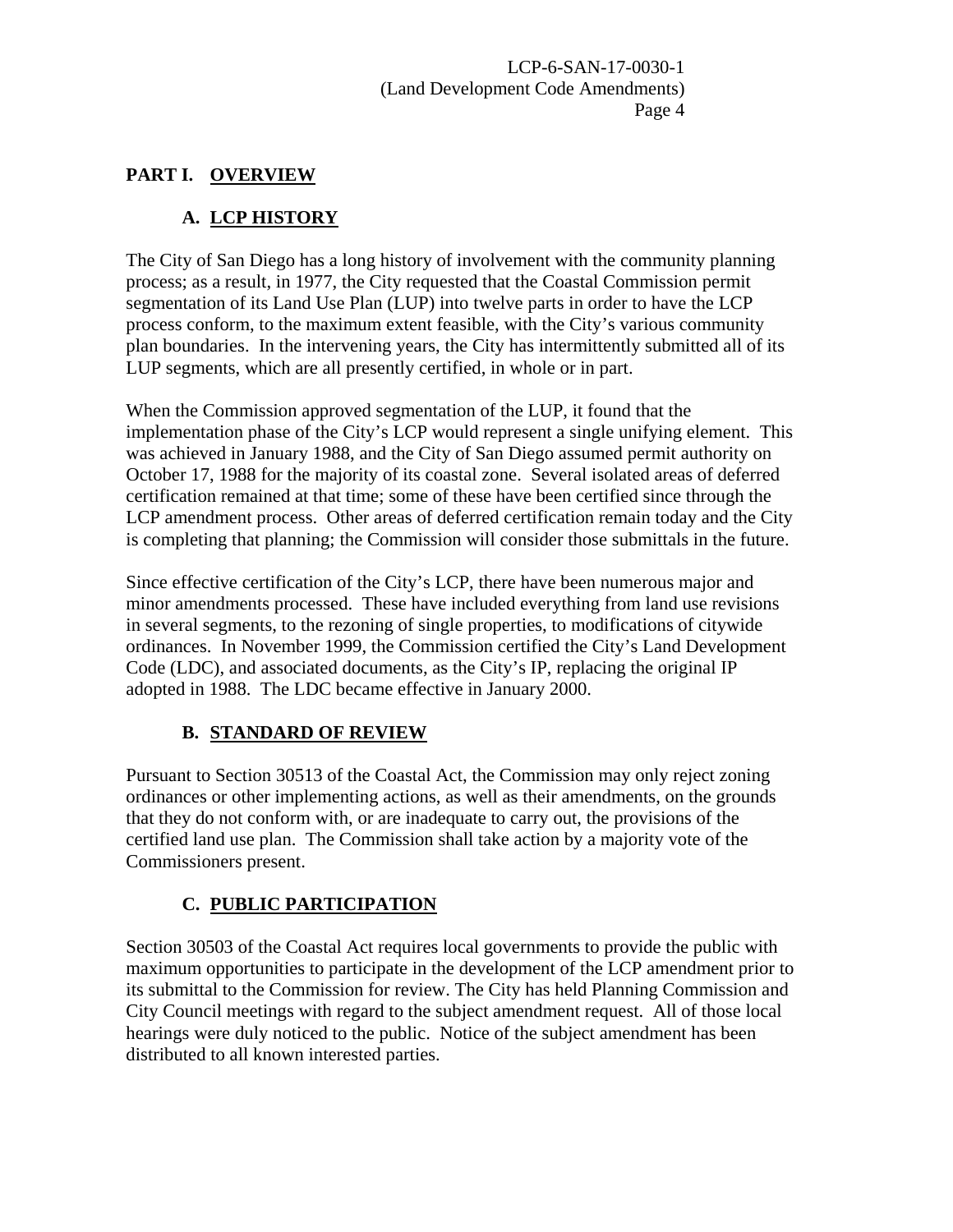## PART I. OVERVIEW

### A. LCP HISTORY

The City of San Diego has a long history of involvement with the community planning process; as a result, in 1977, the City requested that the Coastal Commission permit segmentation of its Land Use Plan (LUP) into twelve parts in order to have the LCP process conform, to the maximum extent feasible, with the City's various community plan boundaries. In the intervening years, the City has intermittently submitted all of its LUP segments, which are all presently certified, in whole or in part.

When the Commission approved segmentation of the LUP, it found that the implementation phase of the City's LCP would represent a single unifying element. This was achieved in January 1988, and the City of San Diego assumed permit authority on October 17, 1988 for the majority of its coastal zone. Several isolated areas of deferred certification remained at that time; some of these have been certified since through the LCP amendment process. Other areas of deferred certification remain today and the City is completing that planning; the Commission will consider those submittals in the future.

Since effective certification of the City's LCP, there have been numerous major and minor amendments processed. These have included everything from land use revisions in several segments, to the rezoning of single properties, to modifications of citywide ordinances. In November 1999, the Commission certified the City's Land Development Code (LDC), and associated documents, as the City's IP, replacing the original IP adopted in 1988. The LDC became effective in January 2000.

### B. STANDARD OF REVIEW

Pursuant to Section 30513 of the Coastal Act, the Commission may only reject zoning ordinances or other implementing actions, as well as their amendments, on the grounds that they do not conform with, or are inadequate to carry out, the provisions of the certified land use plan. The Commission shall take action by a majority vote of the Commissioners present.

### C. PUBLIC PARTICIPATION

Section 30503 of the Coastal Act requires local governments to provide the public with maximum opportunities to participate in the development of the LCP amendment prior to its submittal to the Commission for review. The City has held Planning Commission and City Council meetings with regard to the subject amendment request. All of those local hearings were duly noticed to the public. Notice of the subject amendment has been distributed to all known interested parties.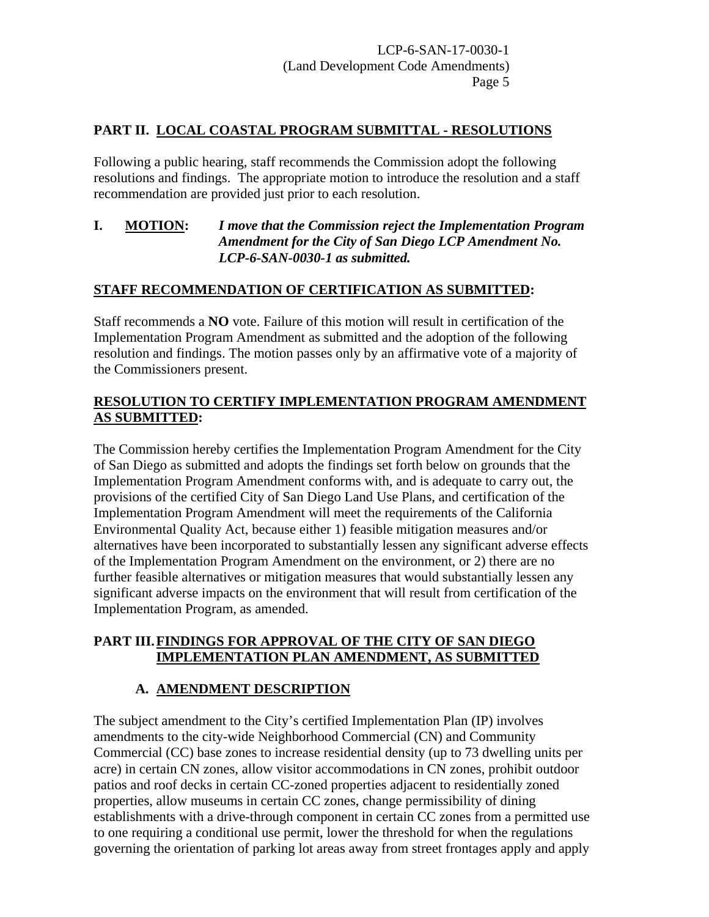## PART II. LOCAL COASTAL PROGRAM SUBMITTAL - RESOLUTIONS

Following a public hearing, staff recommends the Commission adopt the following resolutions and findings. The appropriate motion to introduce the resolution and a staff recommendation are provided just prior to each resolution.

**I. MOTION:** ***I move that the Commission reject the Implementation Program Amendment for the City of San Diego LCP Amendment No. LCP-6-SAN-0030-1 as submitted.***

**STAFF RECOMMENDATION OF CERTIFICATION AS SUBMITTED:**

Staff recommends a **NO** vote. Failure of this motion will result in certification of the Implementation Program Amendment as submitted and the adoption of the following resolution and findings. The motion passes only by an affirmative vote of a majority of the Commissioners present.

**RESOLUTION TO CERTIFY IMPLEMENTATION PROGRAM AMENDMENT AS SUBMITTED:**

The Commission hereby certifies the Implementation Program Amendment for the City of San Diego as submitted and adopts the findings set forth below on grounds that the Implementation Program Amendment conforms with, and is adequate to carry out, the provisions of the certified City of San Diego Land Use Plans, and certification of the Implementation Program Amendment will meet the requirements of the California Environmental Quality Act, because either 1) feasible mitigation measures and/or alternatives have been incorporated to substantially lessen any significant adverse effects of the Implementation Program Amendment on the environment, or 2) there are no further feasible alternatives or mitigation measures that would substantially lessen any significant adverse impacts on the environment that will result from certification of the Implementation Program, as amended.

## PART III. FINDINGS FOR APPROVAL OF THE CITY OF SAN DIEGO IMPLEMENTATION PLAN AMENDMENT, AS SUBMITTED

### A. AMENDMENT DESCRIPTION

The subject amendment to the City's certified Implementation Plan (IP) involves amendments to the city-wide Neighborhood Commercial (CN) and Community Commercial (CC) base zones to increase residential density (up to 73 dwelling units per acre) in certain CN zones, allow visitor accommodations in CN zones, prohibit outdoor patios and roof decks in certain CC-zoned properties adjacent to residentially zoned properties, allow museums in certain CC zones, change permissibility of dining establishments with a drive-through component in certain CC zones from a permitted use to one requiring a conditional use permit, lower the threshold for when the regulations governing the orientation of parking lot areas away from street frontages apply and apply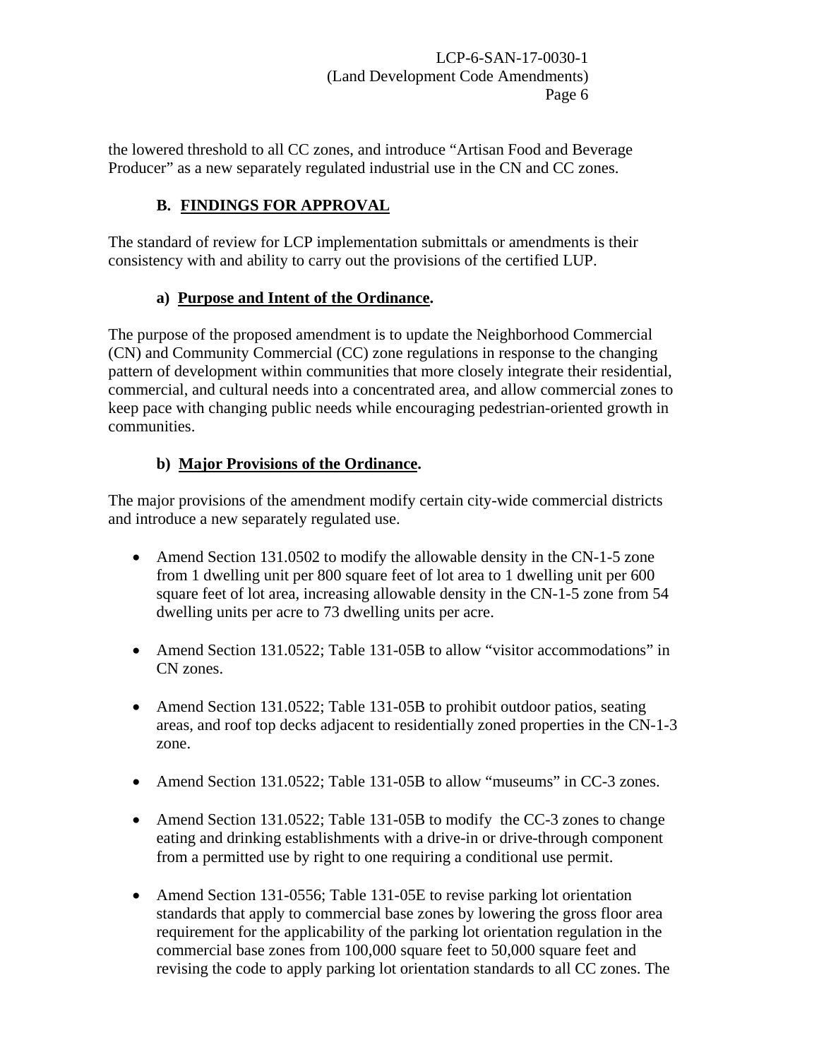the lowered threshold to all CC zones, and introduce "Artisan Food and Beverage Producer" as a new separately regulated industrial use in the CN and CC zones.

## B. FINDINGS FOR APPROVAL

The standard of review for LCP implementation submittals or amendments is their consistency with and ability to carry out the provisions of the certified LUP.

### a) Purpose and Intent of the Ordinance.

The purpose of the proposed amendment is to update the Neighborhood Commercial (CN) and Community Commercial (CC) zone regulations in response to the changing pattern of development within communities that more closely integrate their residential, commercial, and cultural needs into a concentrated area, and allow commercial zones to keep pace with changing public needs while encouraging pedestrian-oriented growth in communities.

### b) Major Provisions of the Ordinance.

The major provisions of the amendment modify certain city-wide commercial districts and introduce a new separately regulated use.

- Amend Section 131.0502 to modify the allowable density in the CN-1-5 zone from 1 dwelling unit per 800 square feet of lot area to 1 dwelling unit per 600 square feet of lot area, increasing allowable density in the CN-1-5 zone from 54 dwelling units per acre to 73 dwelling units per acre.
- Amend Section 131.0522; Table 131-05B to allow "visitor accommodations" in CN zones.
- Amend Section 131.0522; Table 131-05B to prohibit outdoor patios, seating areas, and roof top decks adjacent to residentially zoned properties in the CN-1-3 zone.
- Amend Section 131.0522; Table 131-05B to allow "museums" in CC-3 zones.
- Amend Section 131.0522; Table 131-05B to modify the CC-3 zones to change eating and drinking establishments with a drive-in or drive-through component from a permitted use by right to one requiring a conditional use permit.
- Amend Section 131-0556; Table 131-05E to revise parking lot orientation standards that apply to commercial base zones by lowering the gross floor area requirement for the applicability of the parking lot orientation regulation in the commercial base zones from 100,000 square feet to 50,000 square feet and revising the code to apply parking lot orientation standards to all CC zones. The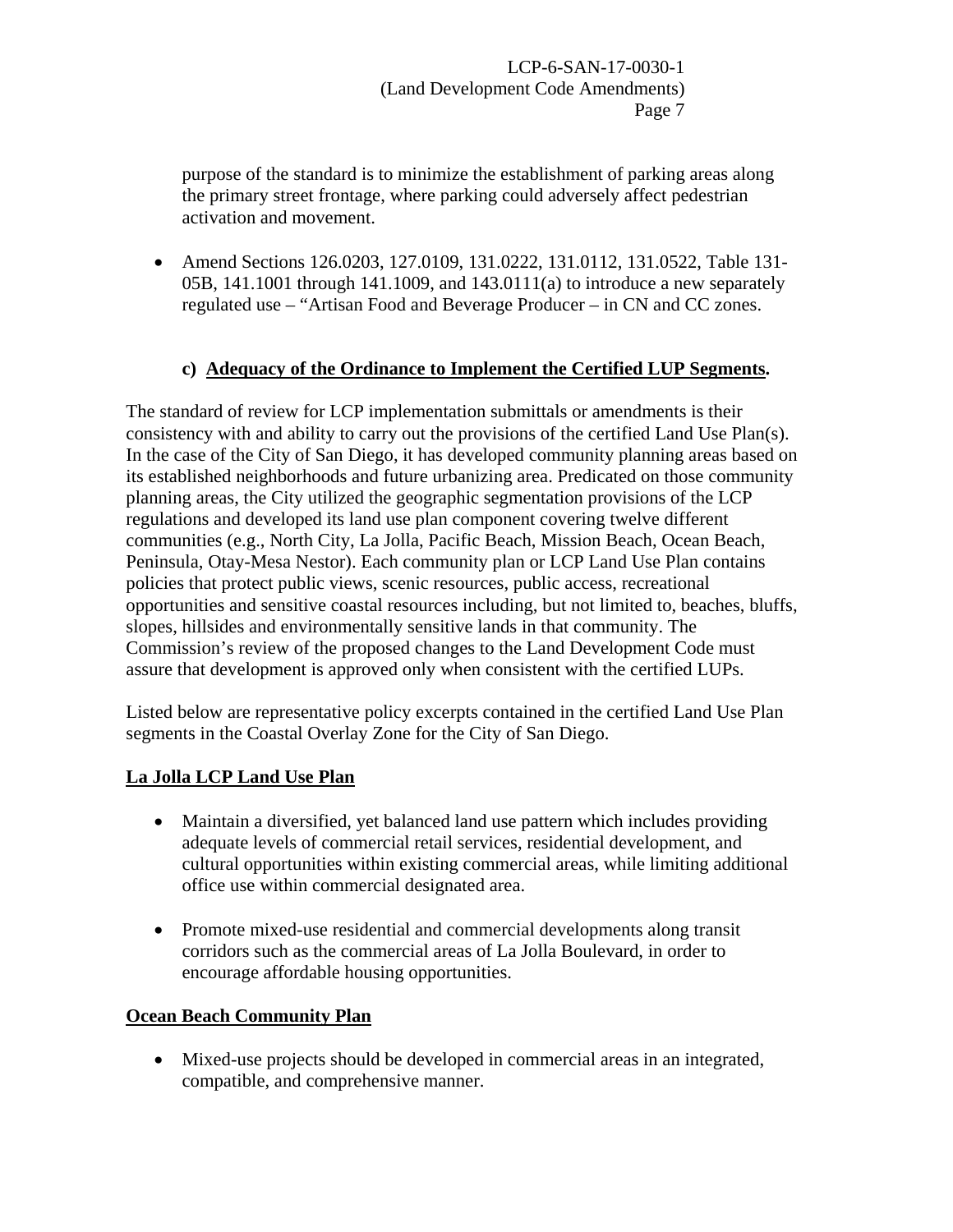purpose of the standard is to minimize the establishment of parking areas along the primary street frontage, where parking could adversely affect pedestrian activation and movement.

- Amend Sections 126.0203, 127.0109, 131.0222, 131.0112, 131.0522, Table 131-05B, 141.1001 through 141.1009, and 143.0111(a) to introduce a new separately regulated use – "Artisan Food and Beverage Producer – in CN and CC zones.

### c) Adequacy of the Ordinance to Implement the Certified LUP Segments.

The standard of review for LCP implementation submittals or amendments is their consistency with and ability to carry out the provisions of the certified Land Use Plan(s). In the case of the City of San Diego, it has developed community planning areas based on its established neighborhoods and future urbanizing area. Predicated on those community planning areas, the City utilized the geographic segmentation provisions of the LCP regulations and developed its land use plan component covering twelve different communities (e.g., North City, La Jolla, Pacific Beach, Mission Beach, Ocean Beach, Peninsula, Otay-Mesa Nestor). Each community plan or LCP Land Use Plan contains policies that protect public views, scenic resources, public access, recreational opportunities and sensitive coastal resources including, but not limited to, beaches, bluffs, slopes, hillsides and environmentally sensitive lands in that community. The Commission's review of the proposed changes to the Land Development Code must assure that development is approved only when consistent with the certified LUPs.

Listed below are representative policy excerpts contained in the certified Land Use Plan segments in the Coastal Overlay Zone for the City of San Diego.

**La Jolla LCP Land Use Plan**

- Maintain a diversified, yet balanced land use pattern which includes providing adequate levels of commercial retail services, residential development, and cultural opportunities within existing commercial areas, while limiting additional office use within commercial designated area.

- Promote mixed-use residential and commercial developments along transit corridors such as the commercial areas of La Jolla Boulevard, in order to encourage affordable housing opportunities.

**Ocean Beach Community Plan**

- Mixed-use projects should be developed in commercial areas in an integrated, compatible, and comprehensive manner.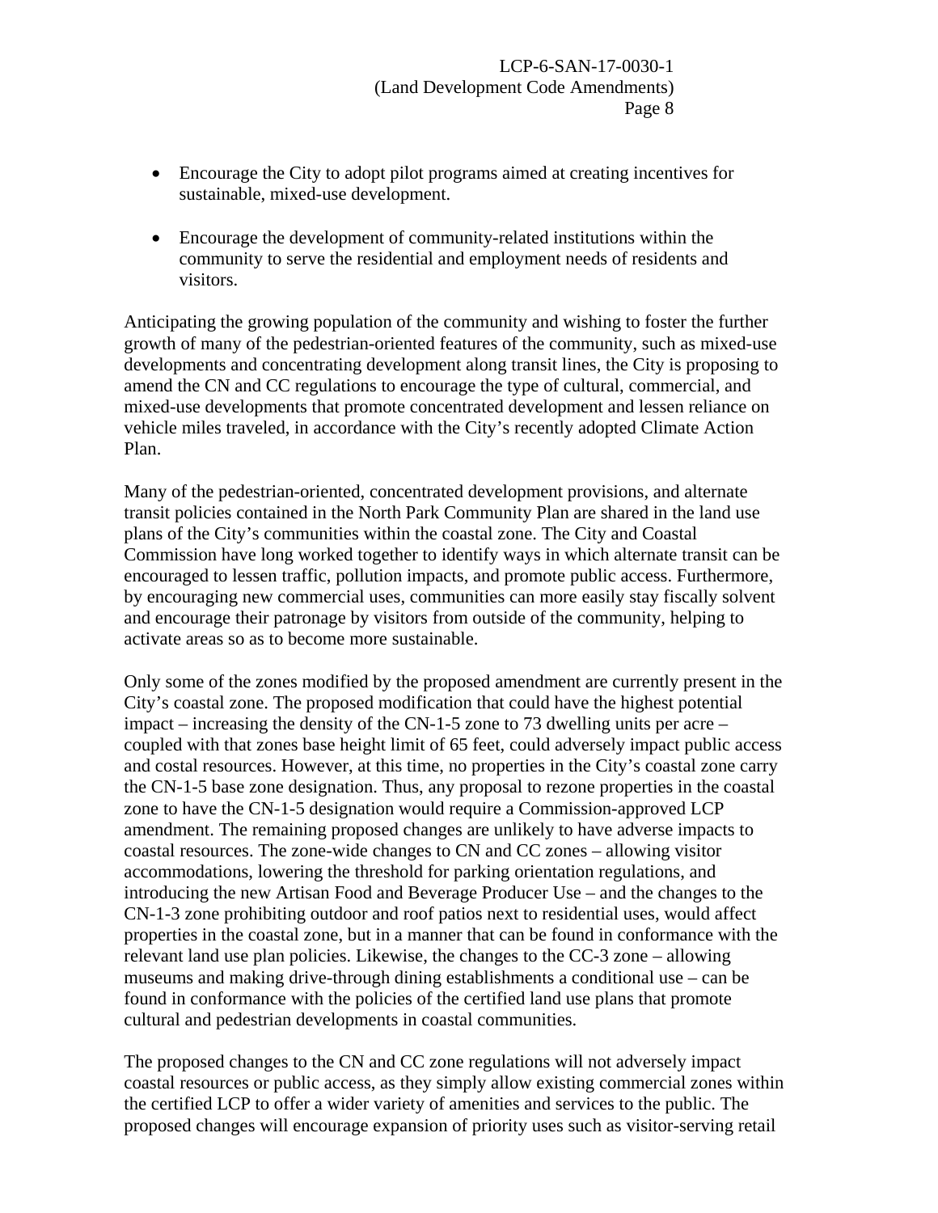- Encourage the City to adopt pilot programs aimed at creating incentives for sustainable, mixed-use development.

- Encourage the development of community-related institutions within the community to serve the residential and employment needs of residents and visitors.

Anticipating the growing population of the community and wishing to foster the further growth of many of the pedestrian-oriented features of the community, such as mixed-use developments and concentrating development along transit lines, the City is proposing to amend the CN and CC regulations to encourage the type of cultural, commercial, and mixed-use developments that promote concentrated development and lessen reliance on vehicle miles traveled, in accordance with the City's recently adopted Climate Action Plan.

Many of the pedestrian-oriented, concentrated development provisions, and alternate transit policies contained in the North Park Community Plan are shared in the land use plans of the City's communities within the coastal zone. The City and Coastal Commission have long worked together to identify ways in which alternate transit can be encouraged to lessen traffic, pollution impacts, and promote public access. Furthermore, by encouraging new commercial uses, communities can more easily stay fiscally solvent and encourage their patronage by visitors from outside of the community, helping to activate areas so as to become more sustainable.

Only some of the zones modified by the proposed amendment are currently present in the City's coastal zone. The proposed modification that could have the highest potential impact – increasing the density of the CN-1-5 zone to 73 dwelling units per acre – coupled with that zones base height limit of 65 feet, could adversely impact public access and costal resources. However, at this time, no properties in the City's coastal zone carry the CN-1-5 base zone designation. Thus, any proposal to rezone properties in the coastal zone to have the CN-1-5 designation would require a Commission-approved LCP amendment. The remaining proposed changes are unlikely to have adverse impacts to coastal resources. The zone-wide changes to CN and CC zones – allowing visitor accommodations, lowering the threshold for parking orientation regulations, and introducing the new Artisan Food and Beverage Producer Use – and the changes to the CN-1-3 zone prohibiting outdoor and roof patios next to residential uses, would affect properties in the coastal zone, but in a manner that can be found in conformance with the relevant land use plan policies. Likewise, the changes to the CC-3 zone – allowing museums and making drive-through dining establishments a conditional use – can be found in conformance with the policies of the certified land use plans that promote cultural and pedestrian developments in coastal communities.

The proposed changes to the CN and CC zone regulations will not adversely impact coastal resources or public access, as they simply allow existing commercial zones within the certified LCP to offer a wider variety of amenities and services to the public. The proposed changes will encourage expansion of priority uses such as visitor-serving retail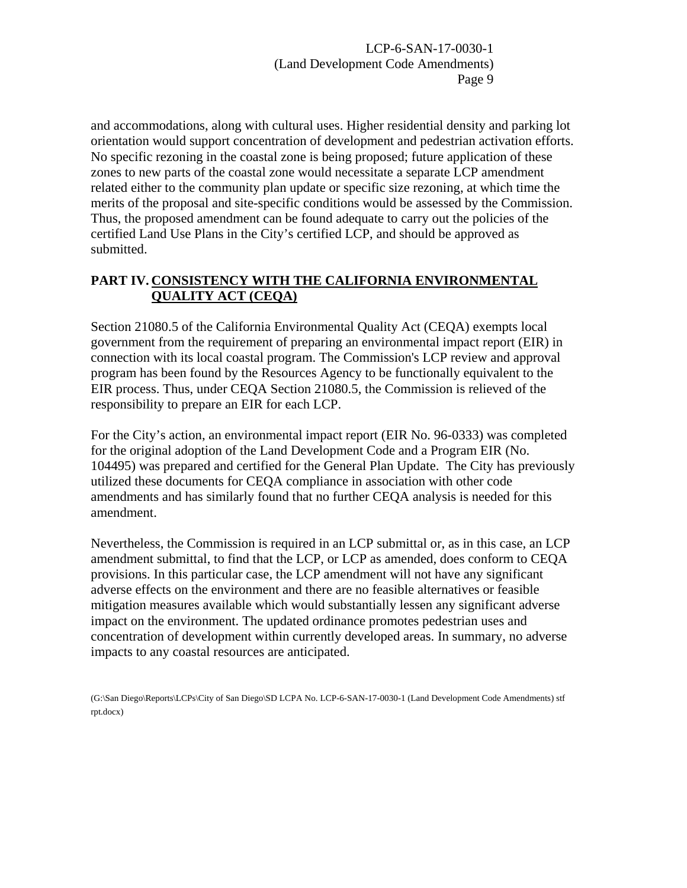and accommodations, along with cultural uses. Higher residential density and parking lot orientation would support concentration of development and pedestrian activation efforts. No specific rezoning in the coastal zone is being proposed; future application of these zones to new parts of the coastal zone would necessitate a separate LCP amendment related either to the community plan update or specific size rezoning, at which time the merits of the proposal and site-specific conditions would be assessed by the Commission. Thus, the proposed amendment can be found adequate to carry out the policies of the certified Land Use Plans in the City's certified LCP, and should be approved as submitted.

## PART IV. CONSISTENCY WITH THE CALIFORNIA ENVIRONMENTAL QUALITY ACT (CEQA)

Section 21080.5 of the California Environmental Quality Act (CEQA) exempts local government from the requirement of preparing an environmental impact report (EIR) in connection with its local coastal program. The Commission's LCP review and approval program has been found by the Resources Agency to be functionally equivalent to the EIR process. Thus, under CEQA Section 21080.5, the Commission is relieved of the responsibility to prepare an EIR for each LCP.

For the City's action, an environmental impact report (EIR No. 96-0333) was completed for the original adoption of the Land Development Code and a Program EIR (No. 104495) was prepared and certified for the General Plan Update. The City has previously utilized these documents for CEQA compliance in association with other code amendments and has similarly found that no further CEQA analysis is needed for this amendment.

Nevertheless, the Commission is required in an LCP submittal or, as in this case, an LCP amendment submittal, to find that the LCP, or LCP as amended, does conform to CEQA provisions. In this particular case, the LCP amendment will not have any significant adverse effects on the environment and there are no feasible alternatives or feasible mitigation measures available which would substantially lessen any significant adverse impact on the environment. The updated ordinance promotes pedestrian uses and concentration of development within currently developed areas. In summary, no adverse impacts to any coastal resources are anticipated.

(G:\San Diego\Reports\LCPs\City of San Diego\SD LCPA No. LCP-6-SAN-17-0030-1 (Land Development Code Amendments) stf rpt.docx)